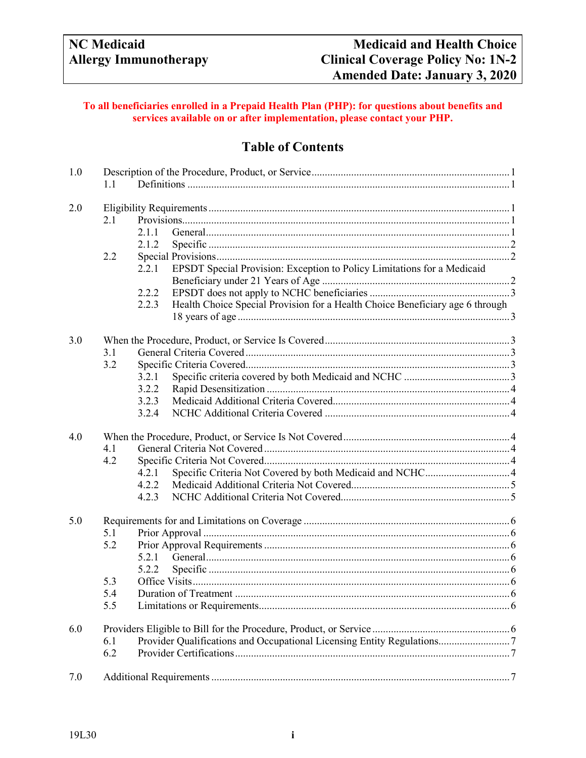| NC Medicaid | Medicaid and Health Choice |
|---|---|
| Allergy Immunotherapy | Clinical Coverage Policy No: 1N-2 |
| | Amended Date: January 3, 2020 |

**To all beneficiaries enrolled in a Prepaid Health Plan (PHP): for questions about benefits and services available on or after implementation, please contact your PHP.**

# Table of Contents

1.0 Description of the Procedure, Product, or Service .......... 1
- 1.1 Definitions .......... 1

2.0 Eligibility Requirements .......... 1
- 2.1 Provisions .......... 1
  - 2.1.1 General .......... 1
  - 2.1.2 Specific .......... 2
- 2.2 Special Provisions .......... 2
  - 2.2.1 EPSDT Special Provision: Exception to Policy Limitations for a Medicaid Beneficiary under 21 Years of Age .......... 2
  - 2.2.2 EPSDT does not apply to NCHC beneficiaries .......... 3
  - 2.2.3 Health Choice Special Provision for a Health Choice Beneficiary age 6 through 18 years of age .......... 3

3.0 When the Procedure, Product, or Service Is Covered .......... 3
- 3.1 General Criteria Covered .......... 3
- 3.2 Specific Criteria Covered .......... 3
  - 3.2.1 Specific criteria covered by both Medicaid and NCHC .......... 3
  - 3.2.2 Rapid Desensitization .......... 4
  - 3.2.3 Medicaid Additional Criteria Covered .......... 4
  - 3.2.4 NCHC Additional Criteria Covered .......... 4

4.0 When the Procedure, Product, or Service Is Not Covered .......... 4
- 4.1 General Criteria Not Covered .......... 4
- 4.2 Specific Criteria Not Covered .......... 4
  - 4.2.1 Specific Criteria Not Covered by both Medicaid and NCHC .......... 4
  - 4.2.2 Medicaid Additional Criteria Not Covered .......... 5
  - 4.2.3 NCHC Additional Criteria Not Covered .......... 5

5.0 Requirements for and Limitations on Coverage .......... 6
- 5.1 Prior Approval .......... 6
- 5.2 Prior Approval Requirements .......... 6
  - 5.2.1 General .......... 6
  - 5.2.2 Specific .......... 6
- 5.3 Office Visits .......... 6
- 5.4 Duration of Treatment .......... 6
- 5.5 Limitations or Requirements .......... 6

6.0 Providers Eligible to Bill for the Procedure, Product, or Service .......... 6
- 6.1 Provider Qualifications and Occupational Licensing Entity Regulations .......... 7
- 6.2 Provider Certifications .......... 7

7.0 Additional Requirements .......... 7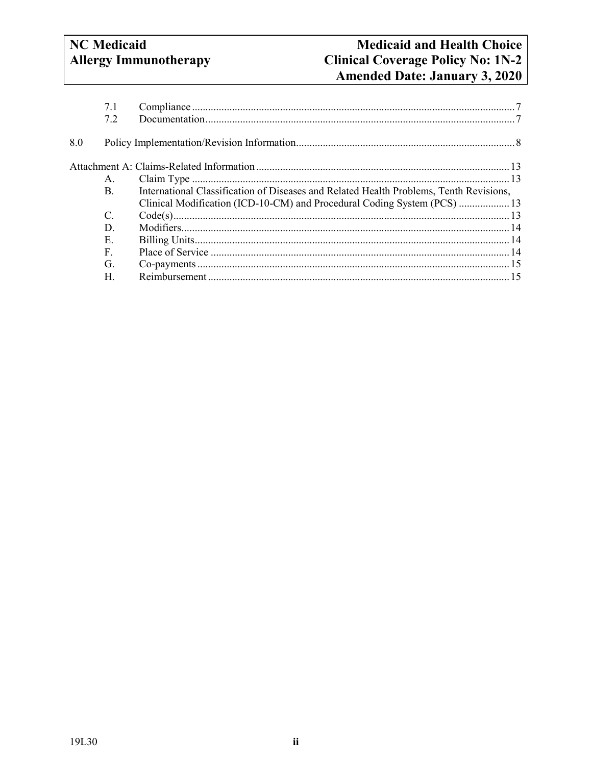| | | |
|---|---|---|
| 7.1 | Compliance | 7 |
| 7.2 | Documentation | 7 |
| 8.0 | Policy Implementation/Revision Information | 8 |
| Attachment A: Claims-Related Information | | 13 |
| A. | Claim Type | 13 |
| B. | International Classification of Diseases and Related Health Problems, Tenth Revisions, Clinical Modification (ICD-10-CM) and Procedural Coding System (PCS) | 13 |
| C. | Code(s) | 13 |
| D. | Modifiers | 14 |
| E. | Billing Units | 14 |
| F. | Place of Service | 14 |
| G. | Co-payments | 15 |
| H. | Reimbursement | 15 |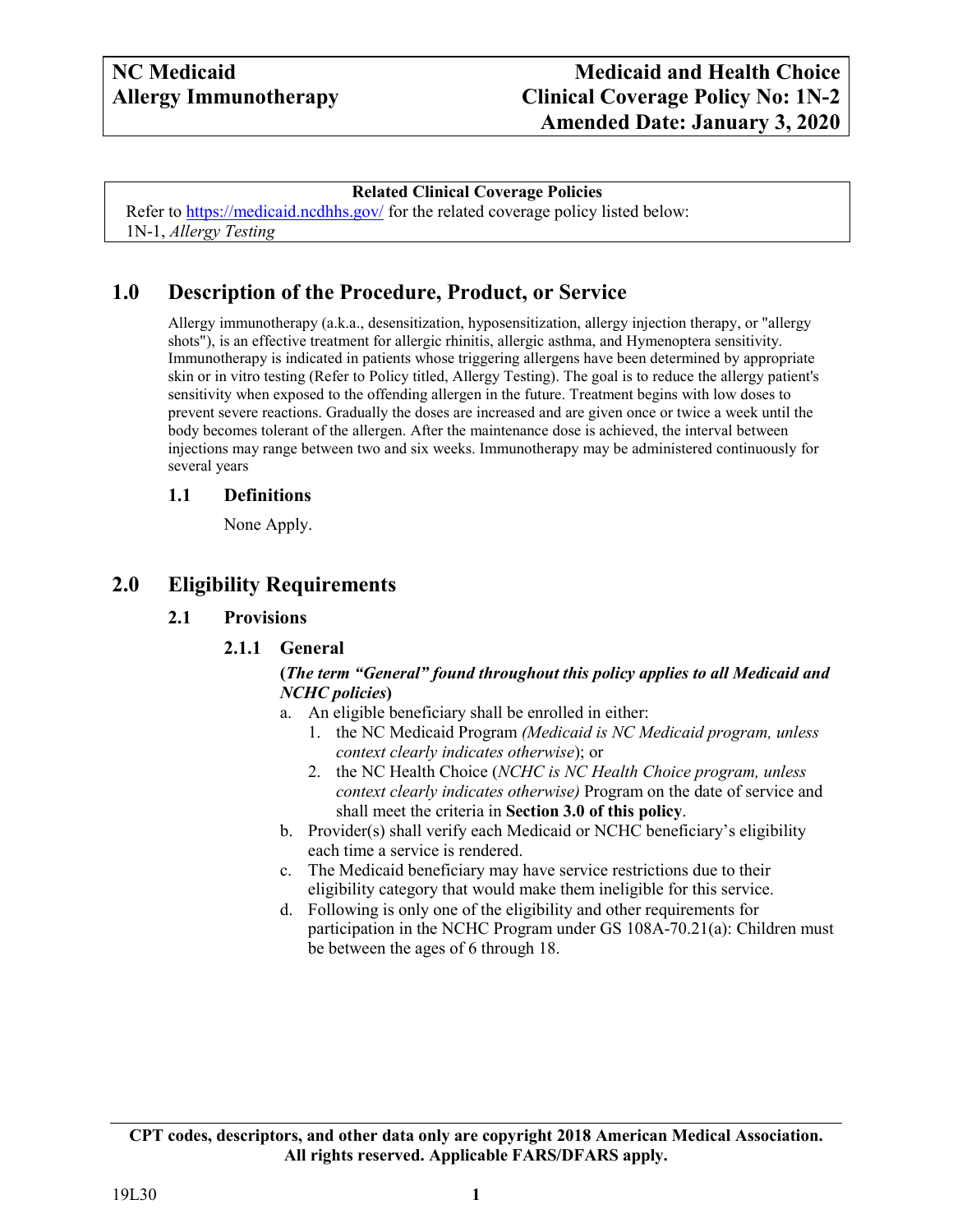**Related Clinical Coverage Policies**

Refer to https://medicaid.ncdhhs.gov/ for the related coverage policy listed below:
1N-1, *Allergy Testing*

# 1.0 Description of the Procedure, Product, or Service

Allergy immunotherapy (a.k.a., desensitization, hyposensitization, allergy injection therapy, or "allergy shots"), is an effective treatment for allergic rhinitis, allergic asthma, and Hymenoptera sensitivity. Immunotherapy is indicated in patients whose triggering allergens have been determined by appropriate skin or in vitro testing (Refer to Policy titled, Allergy Testing). The goal is to reduce the allergy patient's sensitivity when exposed to the offending allergen in the future. Treatment begins with low doses to prevent severe reactions. Gradually the doses are increased and are given once or twice a week until the body becomes tolerant of the allergen. After the maintenance dose is achieved, the interval between injections may range between two and six weeks. Immunotherapy may be administered continuously for several years

## 1.1 Definitions

None Apply.

# 2.0 Eligibility Requirements

## 2.1 Provisions

### 2.1.1 General

**(*The term "General" found throughout this policy applies to all Medicaid and NCHC policies*)**

a. An eligible beneficiary shall be enrolled in either:
   1. the NC Medicaid Program *(Medicaid is NC Medicaid program, unless context clearly indicates otherwise*); or
   2. the NC Health Choice (*NCHC is NC Health Choice program, unless context clearly indicates otherwise)* Program on the date of service and shall meet the criteria in **Section 3.0 of this policy**.
b. Provider(s) shall verify each Medicaid or NCHC beneficiary's eligibility each time a service is rendered.
c. The Medicaid beneficiary may have service restrictions due to their eligibility category that would make them ineligible for this service.
d. Following is only one of the eligibility and other requirements for participation in the NCHC Program under GS 108A-70.21(a): Children must be between the ages of 6 through 18.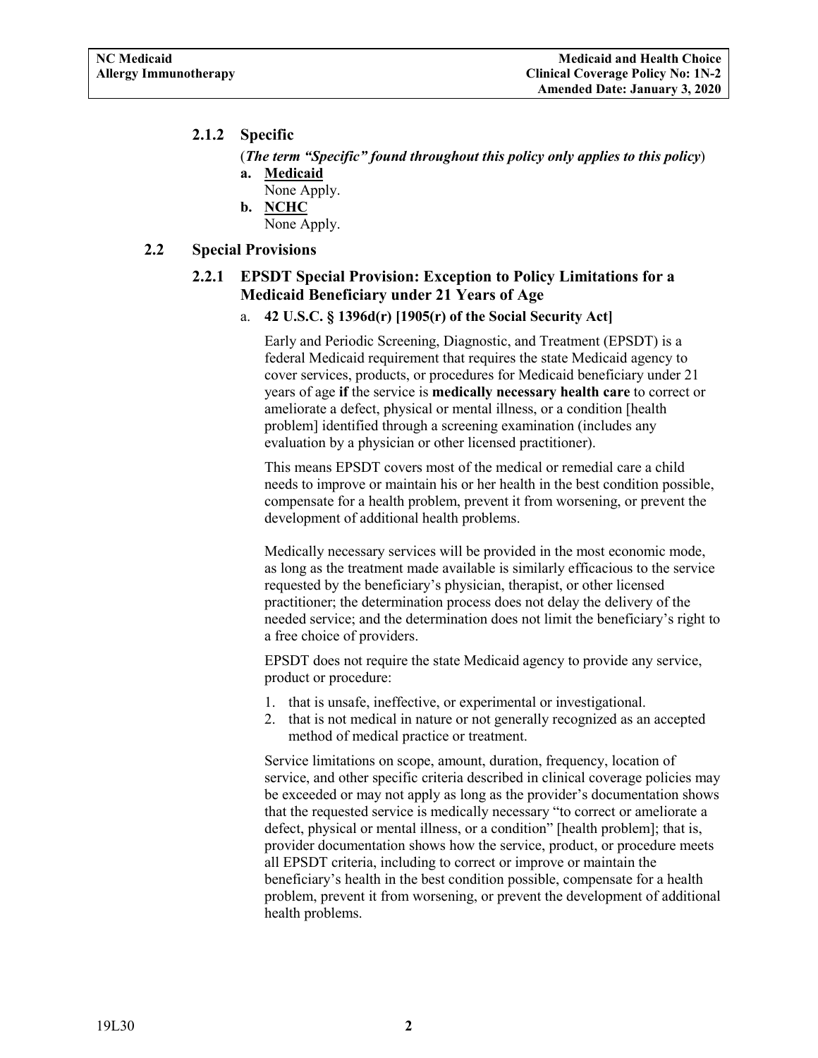### 2.1.2 Specific

(***The term "Specific" found throughout this policy only applies to this policy***)

**a. <u>Medicaid</u>**
None Apply.

**b. <u>NCHC</u>**
None Apply.

## 2.2 Special Provisions

### 2.2.1 EPSDT Special Provision: Exception to Policy Limitations for a Medicaid Beneficiary under 21 Years of Age

a. **42 U.S.C. § 1396d(r) [1905(r) of the Social Security Act]**

Early and Periodic Screening, Diagnostic, and Treatment (EPSDT) is a federal Medicaid requirement that requires the state Medicaid agency to cover services, products, or procedures for Medicaid beneficiary under 21 years of age **if** the service is **medically necessary health care** to correct or ameliorate a defect, physical or mental illness, or a condition [health problem] identified through a screening examination (includes any evaluation by a physician or other licensed practitioner).

This means EPSDT covers most of the medical or remedial care a child needs to improve or maintain his or her health in the best condition possible, compensate for a health problem, prevent it from worsening, or prevent the development of additional health problems.

Medically necessary services will be provided in the most economic mode, as long as the treatment made available is similarly efficacious to the service requested by the beneficiary's physician, therapist, or other licensed practitioner; the determination process does not delay the delivery of the needed service; and the determination does not limit the beneficiary's right to a free choice of providers.

EPSDT does not require the state Medicaid agency to provide any service, product or procedure:

1. that is unsafe, ineffective, or experimental or investigational.
2. that is not medical in nature or not generally recognized as an accepted method of medical practice or treatment.

Service limitations on scope, amount, duration, frequency, location of service, and other specific criteria described in clinical coverage policies may be exceeded or may not apply as long as the provider's documentation shows that the requested service is medically necessary "to correct or ameliorate a defect, physical or mental illness, or a condition" [health problem]; that is, provider documentation shows how the service, product, or procedure meets all EPSDT criteria, including to correct or improve or maintain the beneficiary's health in the best condition possible, compensate for a health problem, prevent it from worsening, or prevent the development of additional health problems.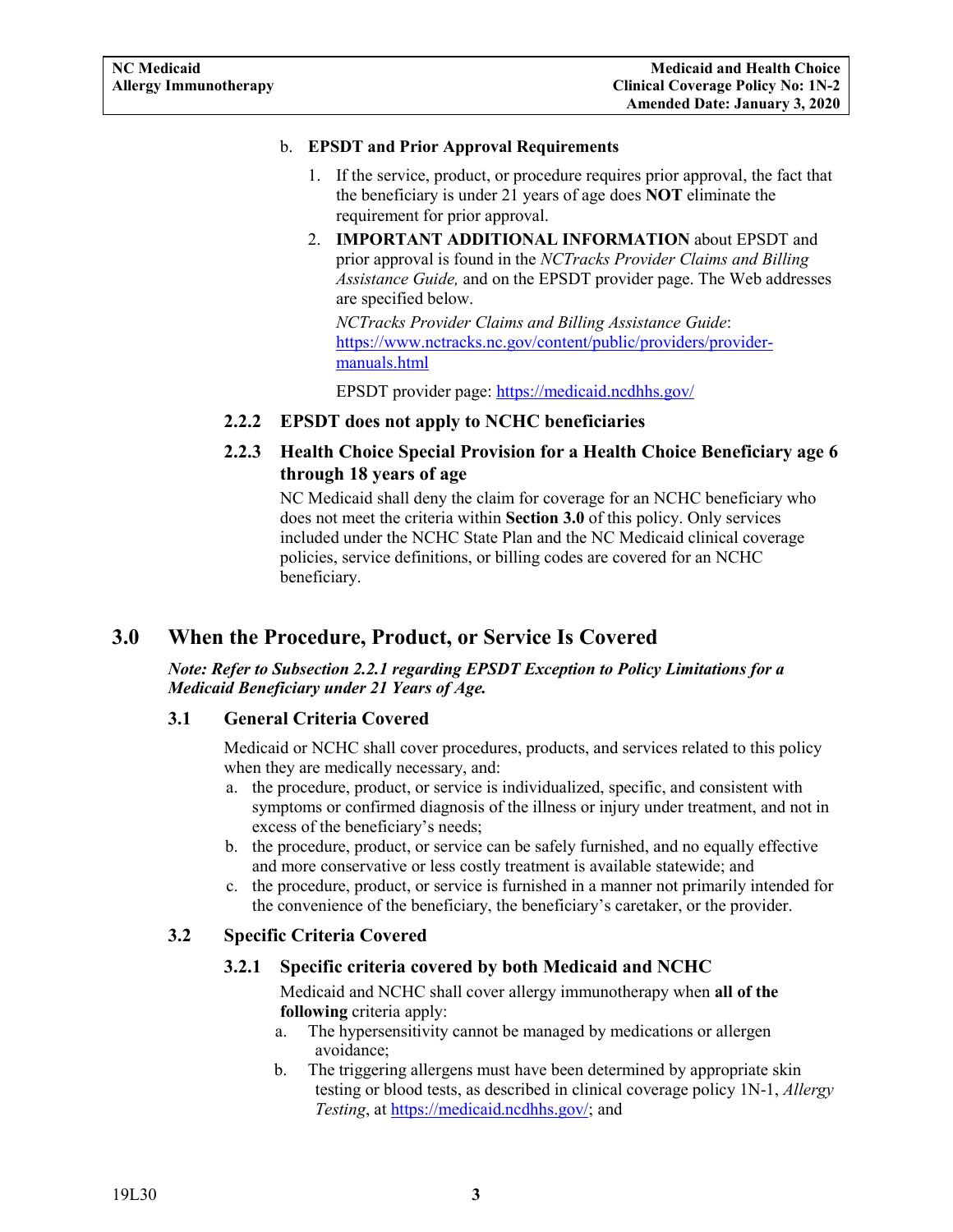b. **EPSDT and Prior Approval Requirements**

1. If the service, product, or procedure requires prior approval, the fact that the beneficiary is under 21 years of age does **NOT** eliminate the requirement for prior approval.
2. **IMPORTANT ADDITIONAL INFORMATION** about EPSDT and prior approval is found in the *NCTracks Provider Claims and Billing Assistance Guide,* and on the EPSDT provider page. The Web addresses are specified below.

   *NCTracks Provider Claims and Billing Assistance Guide*: https://www.nctracks.nc.gov/content/public/providers/provider-manuals.html

   EPSDT provider page: https://medicaid.ncdhhs.gov/

#### 2.2.2 EPSDT does not apply to NCHC beneficiaries

#### 2.2.3 Health Choice Special Provision for a Health Choice Beneficiary age 6 through 18 years of age

NC Medicaid shall deny the claim for coverage for an NCHC beneficiary who does not meet the criteria within **Section 3.0** of this policy. Only services included under the NCHC State Plan and the NC Medicaid clinical coverage policies, service definitions, or billing codes are covered for an NCHC beneficiary.

## 3.0 When the Procedure, Product, or Service Is Covered

***Note: Refer to Subsection 2.2.1 regarding EPSDT Exception to Policy Limitations for a Medicaid Beneficiary under 21 Years of Age.***

### 3.1 General Criteria Covered

Medicaid or NCHC shall cover procedures, products, and services related to this policy when they are medically necessary, and:

a. the procedure, product, or service is individualized, specific, and consistent with symptoms or confirmed diagnosis of the illness or injury under treatment, and not in excess of the beneficiary's needs;
b. the procedure, product, or service can be safely furnished, and no equally effective and more conservative or less costly treatment is available statewide; and
c. the procedure, product, or service is furnished in a manner not primarily intended for the convenience of the beneficiary, the beneficiary's caretaker, or the provider.

### 3.2 Specific Criteria Covered

#### 3.2.1 Specific criteria covered by both Medicaid and NCHC

Medicaid and NCHC shall cover allergy immunotherapy when **all of the following** criteria apply:

a. The hypersensitivity cannot be managed by medications or allergen avoidance;
b. The triggering allergens must have been determined by appropriate skin testing or blood tests, as described in clinical coverage policy 1N-1, *Allergy Testing*, at https://medicaid.ncdhhs.gov/; and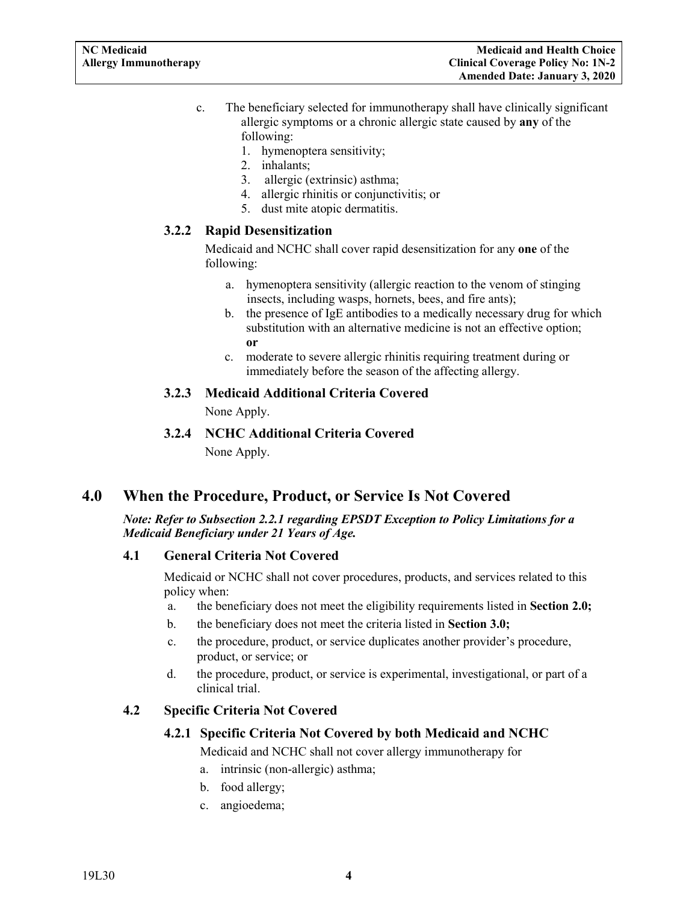c. The beneficiary selected for immunotherapy shall have clinically significant allergic symptoms or a chronic allergic state caused by **any** of the following:
   1. hymenoptera sensitivity;
   2. inhalants;
   3. allergic (extrinsic) asthma;
   4. allergic rhinitis or conjunctivitis; or
   5. dust mite atopic dermatitis.

#### 3.2.2 Rapid Desensitization

Medicaid and NCHC shall cover rapid desensitization for any **one** of the following:

a. hymenoptera sensitivity (allergic reaction to the venom of stinging insects, including wasps, hornets, bees, and fire ants);
b. the presence of IgE antibodies to a medically necessary drug for which substitution with an alternative medicine is not an effective option; **or**
c. moderate to severe allergic rhinitis requiring treatment during or immediately before the season of the affecting allergy.

#### 3.2.3 Medicaid Additional Criteria Covered

None Apply.

#### 3.2.4 NCHC Additional Criteria Covered

None Apply.

## 4.0 When the Procedure, Product, or Service Is Not Covered

***Note: Refer to Subsection 2.2.1 regarding EPSDT Exception to Policy Limitations for a Medicaid Beneficiary under 21 Years of Age.***

### 4.1 General Criteria Not Covered

Medicaid or NCHC shall not cover procedures, products, and services related to this policy when:

a. the beneficiary does not meet the eligibility requirements listed in **Section 2.0;**
b. the beneficiary does not meet the criteria listed in **Section 3.0;**
c. the procedure, product, or service duplicates another provider's procedure, product, or service; or
d. the procedure, product, or service is experimental, investigational, or part of a clinical trial.

### 4.2 Specific Criteria Not Covered

#### 4.2.1 Specific Criteria Not Covered by both Medicaid and NCHC

Medicaid and NCHC shall not cover allergy immunotherapy for

a. intrinsic (non-allergic) asthma;
b. food allergy;
c. angioedema;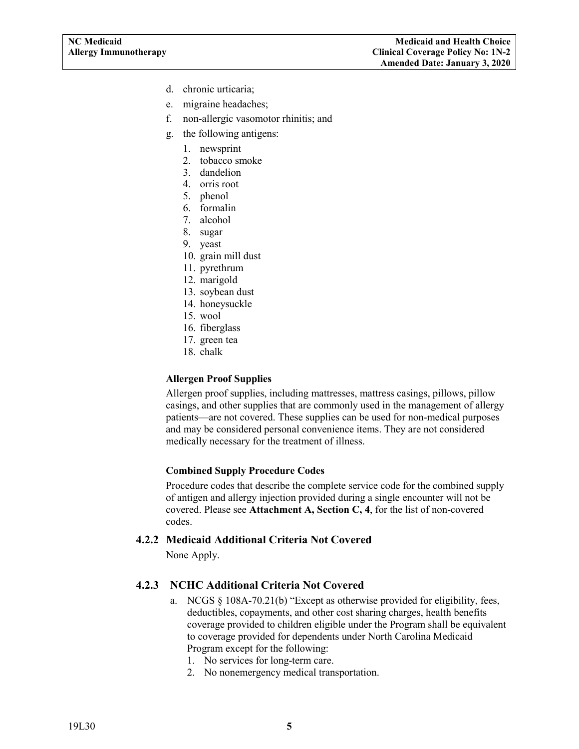d. chronic urticaria;
e. migraine headaches;
f. non-allergic vasomotor rhinitis; and
g. the following antigens:
    1. newsprint
    2. tobacco smoke
    3. dandelion
    4. orris root
    5. phenol
    6. formalin
    7. alcohol
    8. sugar
    9. yeast
    10. grain mill dust
    11. pyrethrum
    12. marigold
    13. soybean dust
    14. honeysuckle
    15. wool
    16. fiberglass
    17. green tea
    18. chalk

**Allergen Proof Supplies**

Allergen proof supplies, including mattresses, mattress casings, pillows, pillow casings, and other supplies that are commonly used in the management of allergy patients—are not covered. These supplies can be used for non-medical purposes and may be considered personal convenience items. They are not considered medically necessary for the treatment of illness.

**Combined Supply Procedure Codes**

Procedure codes that describe the complete service code for the combined supply of antigen and allergy injection provided during a single encounter will not be covered. Please see **Attachment A, Section C, 4**, for the list of non-covered codes.

### 4.2.2 Medicaid Additional Criteria Not Covered

None Apply.

### 4.2.3 NCHC Additional Criteria Not Covered

a. NCGS § 108A-70.21(b) "Except as otherwise provided for eligibility, fees, deductibles, copayments, and other cost sharing charges, health benefits coverage provided to children eligible under the Program shall be equivalent to coverage provided for dependents under North Carolina Medicaid Program except for the following:
    1. No services for long-term care.
    2. No nonemergency medical transportation.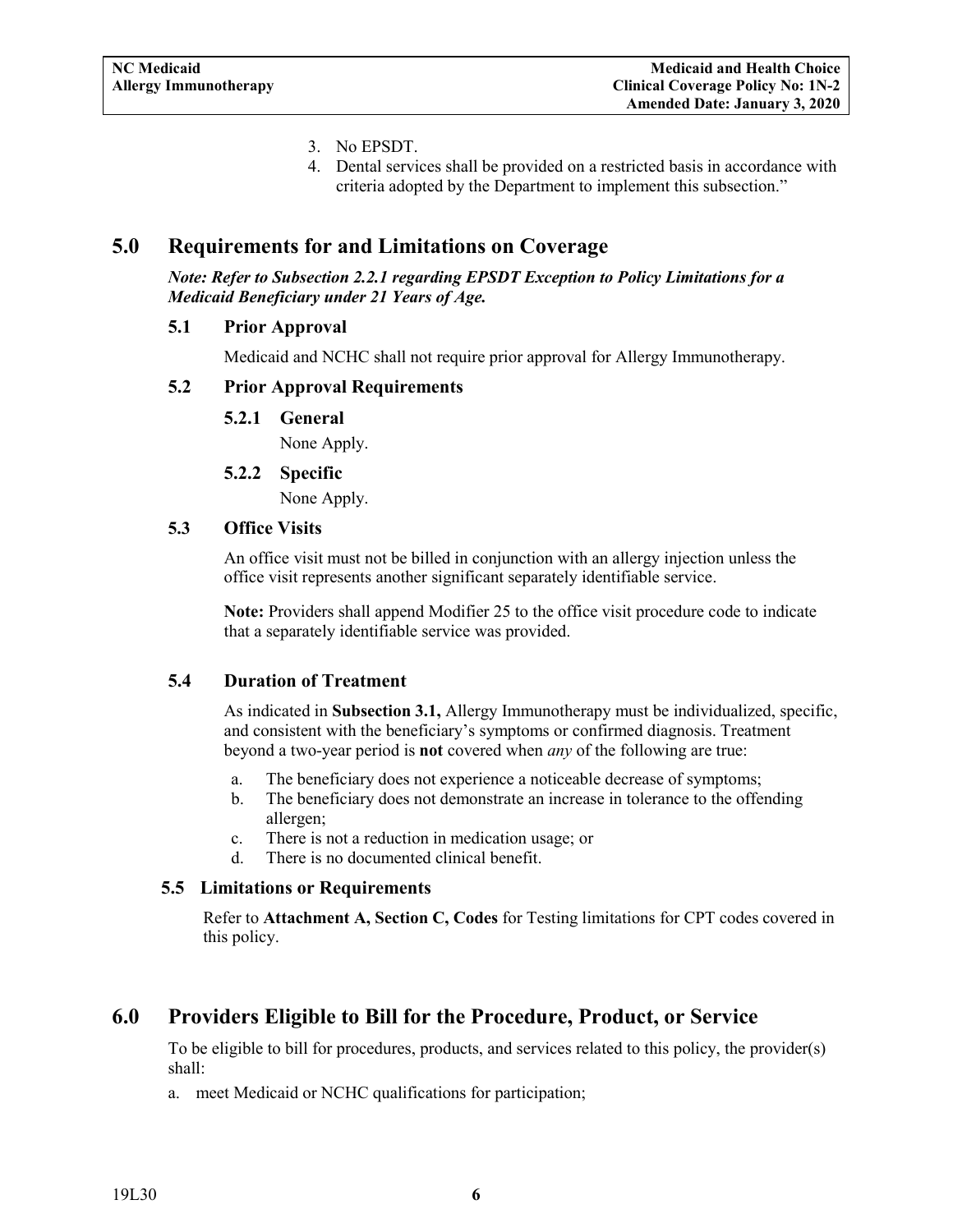3. No EPSDT.
4. Dental services shall be provided on a restricted basis in accordance with criteria adopted by the Department to implement this subsection."

# 5.0 Requirements for and Limitations on Coverage

***Note: Refer to Subsection 2.2.1 regarding EPSDT Exception to Policy Limitations for a Medicaid Beneficiary under 21 Years of Age.***

## 5.1 Prior Approval

Medicaid and NCHC shall not require prior approval for Allergy Immunotherapy.

## 5.2 Prior Approval Requirements

### 5.2.1 General

None Apply.

### 5.2.2 Specific

None Apply.

## 5.3 Office Visits

An office visit must not be billed in conjunction with an allergy injection unless the office visit represents another significant separately identifiable service.

**Note:** Providers shall append Modifier 25 to the office visit procedure code to indicate that a separately identifiable service was provided.

## 5.4 Duration of Treatment

As indicated in **Subsection 3.1,** Allergy Immunotherapy must be individualized, specific, and consistent with the beneficiary's symptoms or confirmed diagnosis. Treatment beyond a two-year period is **not** covered when *any* of the following are true:

a. The beneficiary does not experience a noticeable decrease of symptoms;
b. The beneficiary does not demonstrate an increase in tolerance to the offending allergen;
c. There is not a reduction in medication usage; or
d. There is no documented clinical benefit.

## 5.5 Limitations or Requirements

Refer to **Attachment A, Section C, Codes** for Testing limitations for CPT codes covered in this policy.

# 6.0 Providers Eligible to Bill for the Procedure, Product, or Service

To be eligible to bill for procedures, products, and services related to this policy, the provider(s) shall:

a. meet Medicaid or NCHC qualifications for participation;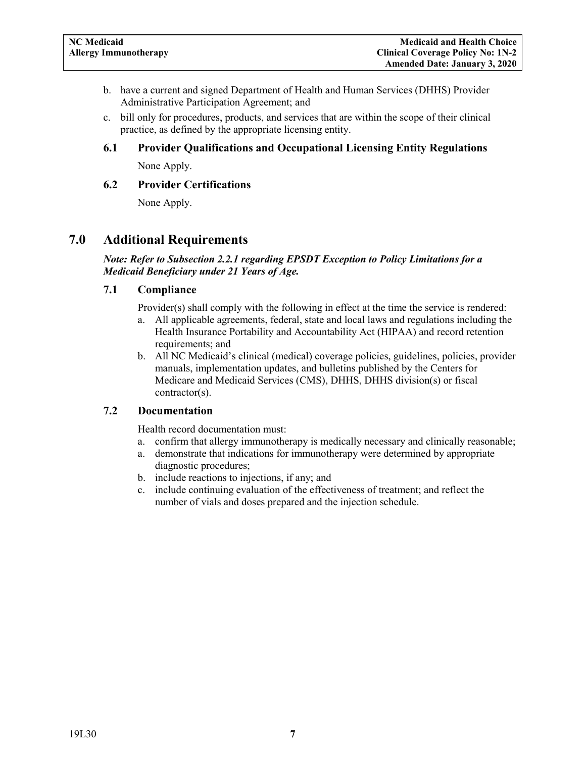b. have a current and signed Department of Health and Human Services (DHHS) Provider Administrative Participation Agreement; and
c. bill only for procedures, products, and services that are within the scope of their clinical practice, as defined by the appropriate licensing entity.

### 6.1 Provider Qualifications and Occupational Licensing Entity Regulations

None Apply.

### 6.2 Provider Certifications

None Apply.

## 7.0 Additional Requirements

***Note: Refer to Subsection 2.2.1 regarding EPSDT Exception to Policy Limitations for a Medicaid Beneficiary under 21 Years of Age.***

### 7.1 Compliance

Provider(s) shall comply with the following in effect at the time the service is rendered:

a. All applicable agreements, federal, state and local laws and regulations including the Health Insurance Portability and Accountability Act (HIPAA) and record retention requirements; and
b. All NC Medicaid's clinical (medical) coverage policies, guidelines, policies, provider manuals, implementation updates, and bulletins published by the Centers for Medicare and Medicaid Services (CMS), DHHS, DHHS division(s) or fiscal contractor(s).

### 7.2 Documentation

Health record documentation must:

a. confirm that allergy immunotherapy is medically necessary and clinically reasonable;
a. demonstrate that indications for immunotherapy were determined by appropriate diagnostic procedures;
b. include reactions to injections, if any; and
c. include continuing evaluation of the effectiveness of treatment; and reflect the number of vials and doses prepared and the injection schedule.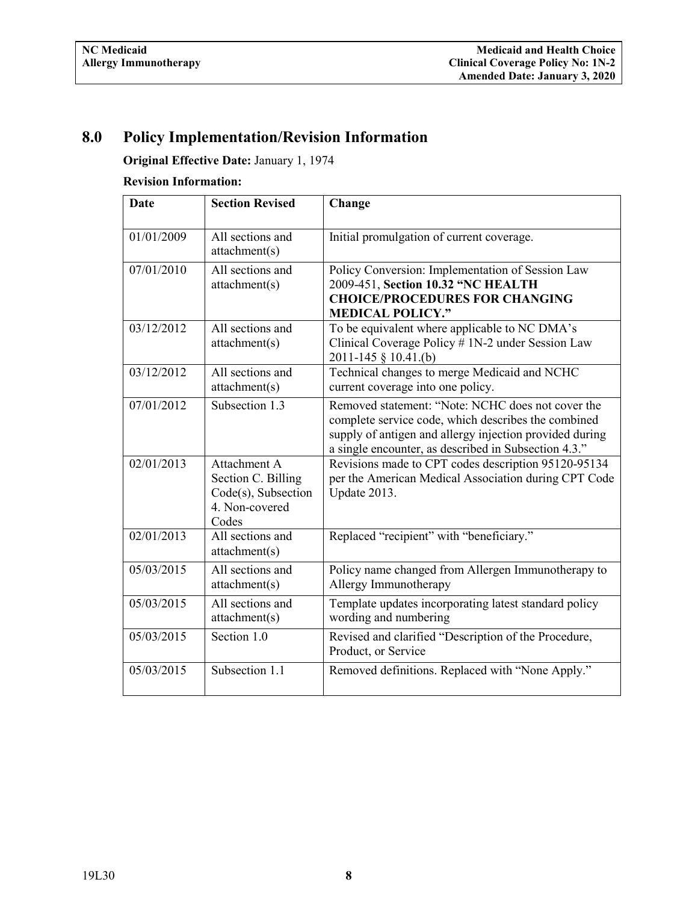## 8.0 Policy Implementation/Revision Information

**Original Effective Date:** January 1, 1974

**Revision Information:**

| Date | Section Revised | Change |
|---|---|---|
| 01/01/2009 | All sections and attachment(s) | Initial promulgation of current coverage. |
| 07/01/2010 | All sections and attachment(s) | Policy Conversion: Implementation of Session Law 2009-451, **Section 10.32 "NC HEALTH CHOICE/PROCEDURES FOR CHANGING MEDICAL POLICY."** |
| 03/12/2012 | All sections and attachment(s) | To be equivalent where applicable to NC DMA's Clinical Coverage Policy # 1N-2 under Session Law 2011-145 § 10.41.(b) |
| 03/12/2012 | All sections and attachment(s) | Technical changes to merge Medicaid and NCHC current coverage into one policy. |
| 07/01/2012 | Subsection 1.3 | Removed statement: "Note: NCHC does not cover the complete service code, which describes the combined supply of antigen and allergy injection provided during a single encounter, as described in Subsection 4.3." |
| 02/01/2013 | Attachment A Section C. Billing Code(s), Subsection 4. Non-covered Codes | Revisions made to CPT codes description 95120-95134 per the American Medical Association during CPT Code Update 2013. |
| 02/01/2013 | All sections and attachment(s) | Replaced "recipient" with "beneficiary." |
| 05/03/2015 | All sections and attachment(s) | Policy name changed from Allergen Immunotherapy to Allergy Immunotherapy |
| 05/03/2015 | All sections and attachment(s) | Template updates incorporating latest standard policy wording and numbering |
| 05/03/2015 | Section 1.0 | Revised and clarified "Description of the Procedure, Product, or Service |
| 05/03/2015 | Subsection 1.1 | Removed definitions. Replaced with "None Apply." |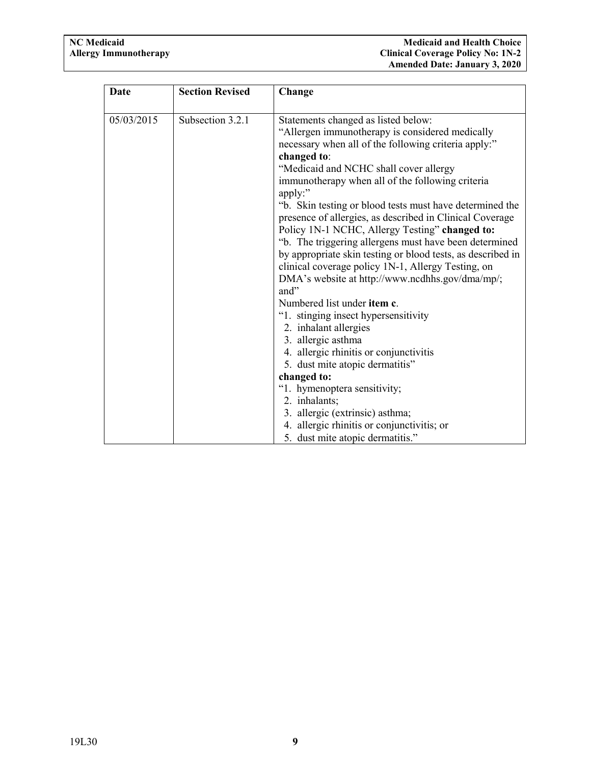| Date | Section Revised | Change |
|---|---|---|
| 05/03/2015 | Subsection 3.2.1 | Statements changed as listed below:<br>"Allergen immunotherapy is considered medically necessary when all of the following criteria apply:"<br>**changed to**:<br>"Medicaid and NCHC shall cover allergy immunotherapy when all of the following criteria apply:"<br>"b. Skin testing or blood tests must have determined the presence of allergies, as described in Clinical Coverage Policy 1N-1 NCHC, Allergy Testing" **changed to:**<br>"b. The triggering allergens must have been determined by appropriate skin testing or blood tests, as described in clinical coverage policy 1N-1, Allergy Testing, on DMA's website at http://www.ncdhhs.gov/dma/mp/; and"<br>Numbered list under **item c**.<br>"1. stinging insect hypersensitivity<br>2. inhalant allergies<br>3. allergic asthma<br>4. allergic rhinitis or conjunctivitis<br>5. dust mite atopic dermatitis"<br>**changed to:**<br>"1. hymenoptera sensitivity;<br>2. inhalants;<br>3. allergic (extrinsic) asthma;<br>4. allergic rhinitis or conjunctivitis; or<br>5. dust mite atopic dermatitis." |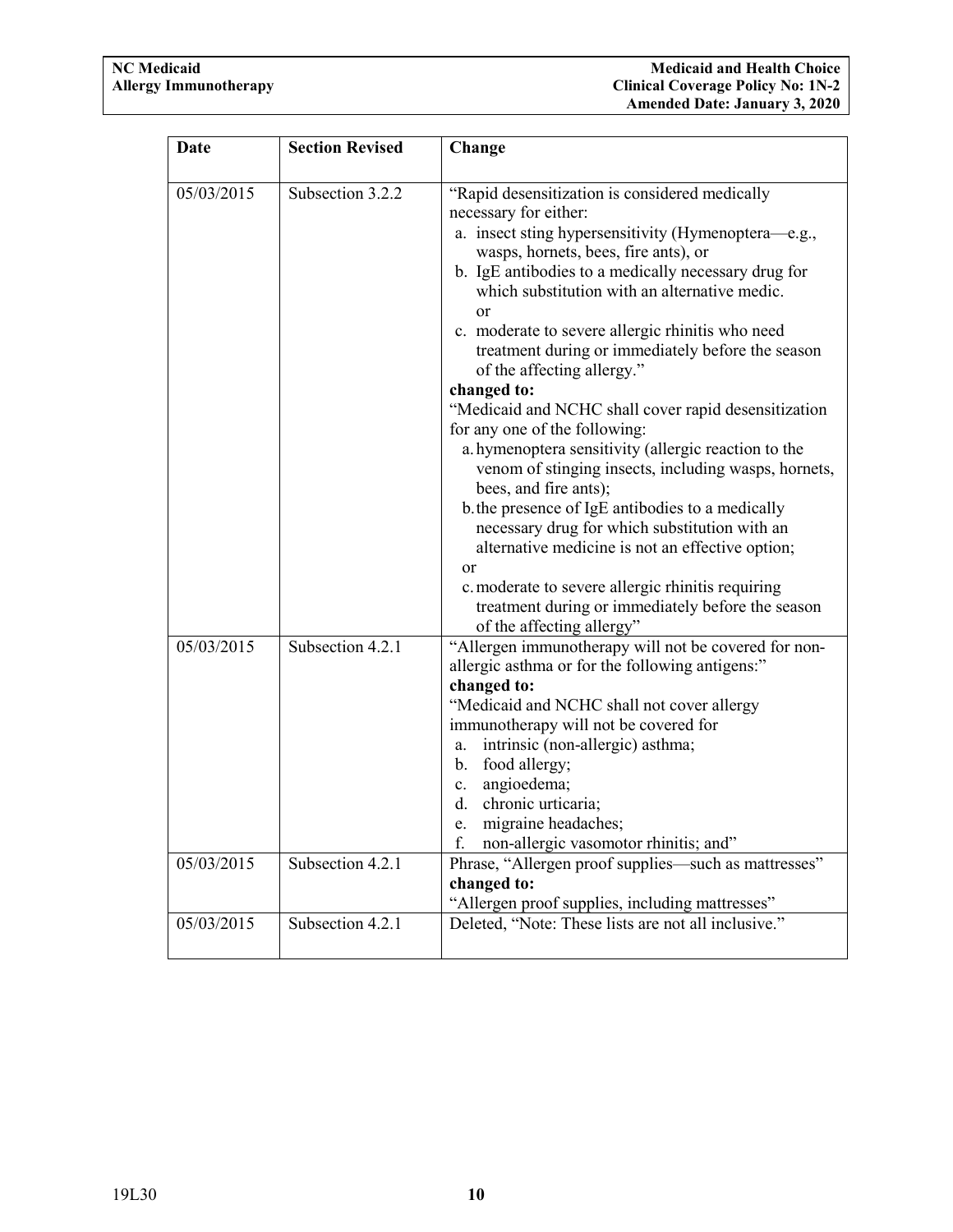| Date | Section Revised | Change |
|---|---|---|
| 05/03/2015 | Subsection 3.2.2 | "Rapid desensitization is considered medically necessary for either:<br>a. insect sting hypersensitivity (Hymenoptera—e.g., wasps, hornets, bees, fire ants), or<br>b. IgE antibodies to a medically necessary drug for which substitution with an alternative medic.<br>or<br>c. moderate to severe allergic rhinitis who need treatment during or immediately before the season of the affecting allergy."<br>**changed to:**<br>"Medicaid and NCHC shall cover rapid desensitization for any one of the following:<br>a. hymenoptera sensitivity (allergic reaction to the venom of stinging insects, including wasps, hornets, bees, and fire ants);<br>b. the presence of IgE antibodies to a medically necessary drug for which substitution with an alternative medicine is not an effective option;<br>or<br>c. moderate to severe allergic rhinitis requiring treatment during or immediately before the season of the affecting allergy" |
| 05/03/2015 | Subsection 4.2.1 | "Allergen immunotherapy will not be covered for non-allergic asthma or for the following antigens:"<br>**changed to:**<br>"Medicaid and NCHC shall not cover allergy immunotherapy will not be covered for<br>a. intrinsic (non-allergic) asthma;<br>b. food allergy;<br>c. angioedema;<br>d. chronic urticaria;<br>e. migraine headaches;<br>f. non-allergic vasomotor rhinitis; and" |
| 05/03/2015 | Subsection 4.2.1 | Phrase, "Allergen proof supplies—such as mattresses"<br>**changed to:**<br>"Allergen proof supplies, including mattresses" |
| 05/03/2015 | Subsection 4.2.1 | Deleted, "Note: These lists are not all inclusive." |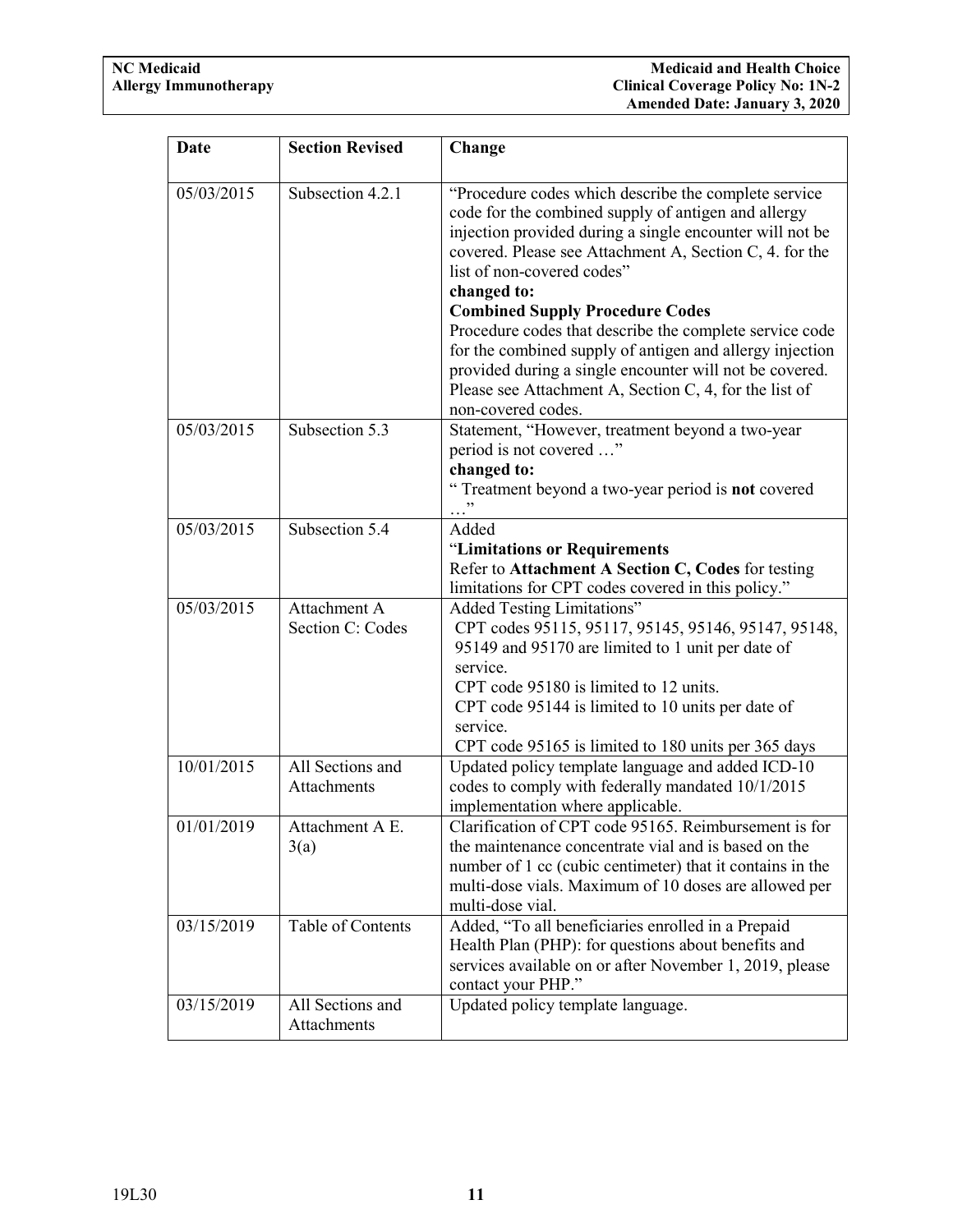| Date | Section Revised | Change |
|---|---|---|
| 05/03/2015 | Subsection 4.2.1 | "Procedure codes which describe the complete service code for the combined supply of antigen and allergy injection provided during a single encounter will not be covered. Please see Attachment A, Section C, 4. for the list of non-covered codes" **changed to:** **Combined Supply Procedure Codes** Procedure codes that describe the complete service code for the combined supply of antigen and allergy injection provided during a single encounter will not be covered. Please see Attachment A, Section C, 4, for the list of non-covered codes. |
| 05/03/2015 | Subsection 5.3 | Statement, "However, treatment beyond a two-year period is not covered …" **changed to:** " Treatment beyond a two-year period is **not** covered …" |
| 05/03/2015 | Subsection 5.4 | Added "**Limitations or Requirements** Refer to **Attachment A Section C, Codes** for testing limitations for CPT codes covered in this policy." |
| 05/03/2015 | Attachment A Section C: Codes | Added Testing Limitations" CPT codes 95115, 95117, 95145, 95146, 95147, 95148, 95149 and 95170 are limited to 1 unit per date of service. CPT code 95180 is limited to 12 units. CPT code 95144 is limited to 10 units per date of service. CPT code 95165 is limited to 180 units per 365 days |
| 10/01/2015 | All Sections and Attachments | Updated policy template language and added ICD-10 codes to comply with federally mandated 10/1/2015 implementation where applicable. |
| 01/01/2019 | Attachment A E. 3(a) | Clarification of CPT code 95165. Reimbursement is for the maintenance concentrate vial and is based on the number of 1 cc (cubic centimeter) that it contains in the multi-dose vials. Maximum of 10 doses are allowed per multi-dose vial. |
| 03/15/2019 | Table of Contents | Added, "To all beneficiaries enrolled in a Prepaid Health Plan (PHP): for questions about benefits and services available on or after November 1, 2019, please contact your PHP." |
| 03/15/2019 | All Sections and Attachments | Updated policy template language. |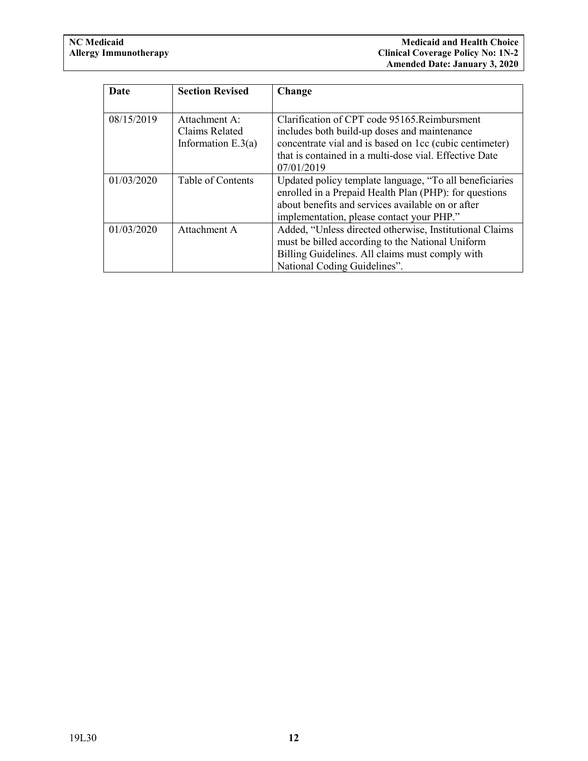| Date | Section Revised | Change |
|---|---|---|
| 08/15/2019 | Attachment A: Claims Related Information E.3(a) | Clarification of CPT code 95165.Reimbursment includes both build-up doses and maintenance concentrate vial and is based on 1cc (cubic centimeter) that is contained in a multi-dose vial. Effective Date 07/01/2019 |
| 01/03/2020 | Table of Contents | Updated policy template language, "To all beneficiaries enrolled in a Prepaid Health Plan (PHP): for questions about benefits and services available on or after implementation, please contact your PHP." |
| 01/03/2020 | Attachment A | Added, "Unless directed otherwise, Institutional Claims must be billed according to the National Uniform Billing Guidelines. All claims must comply with National Coding Guidelines". |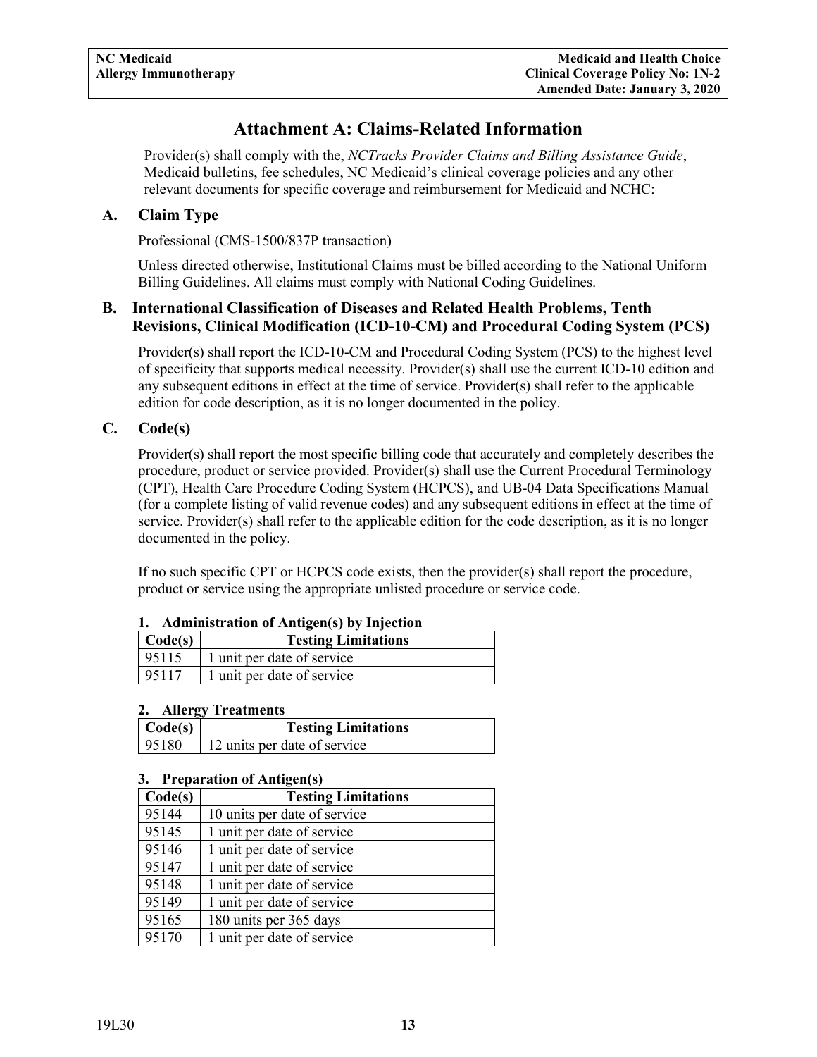# Attachment A: Claims-Related Information

Provider(s) shall comply with the, *NCTracks Provider Claims and Billing Assistance Guide*, Medicaid bulletins, fee schedules, NC Medicaid's clinical coverage policies and any other relevant documents for specific coverage and reimbursement for Medicaid and NCHC:

## A. Claim Type

Professional (CMS-1500/837P transaction)

Unless directed otherwise, Institutional Claims must be billed according to the National Uniform Billing Guidelines. All claims must comply with National Coding Guidelines.

## B. International Classification of Diseases and Related Health Problems, Tenth Revisions, Clinical Modification (ICD-10-CM) and Procedural Coding System (PCS)

Provider(s) shall report the ICD-10-CM and Procedural Coding System (PCS) to the highest level of specificity that supports medical necessity. Provider(s) shall use the current ICD-10 edition and any subsequent editions in effect at the time of service. Provider(s) shall refer to the applicable edition for code description, as it is no longer documented in the policy.

## C. Code(s)

Provider(s) shall report the most specific billing code that accurately and completely describes the procedure, product or service provided. Provider(s) shall use the Current Procedural Terminology (CPT), Health Care Procedure Coding System (HCPCS), and UB-04 Data Specifications Manual (for a complete listing of valid revenue codes) and any subsequent editions in effect at the time of service. Provider(s) shall refer to the applicable edition for the code description, as it is no longer documented in the policy.

If no such specific CPT or HCPCS code exists, then the provider(s) shall report the procedure, product or service using the appropriate unlisted procedure or service code.

### 1. Administration of Antigen(s) by Injection

| Code(s) | Testing Limitations |
|---|---|
| 95115 | 1 unit per date of service |
| 95117 | 1 unit per date of service |

### 2. Allergy Treatments

| Code(s) | Testing Limitations |
|---|---|
| 95180 | 12 units per date of service |

### 3. Preparation of Antigen(s)

| Code(s) | Testing Limitations |
|---|---|
| 95144 | 10 units per date of service |
| 95145 | 1 unit per date of service |
| 95146 | 1 unit per date of service |
| 95147 | 1 unit per date of service |
| 95148 | 1 unit per date of service |
| 95149 | 1 unit per date of service |
| 95165 | 180 units per 365 days |
| 95170 | 1 unit per date of service |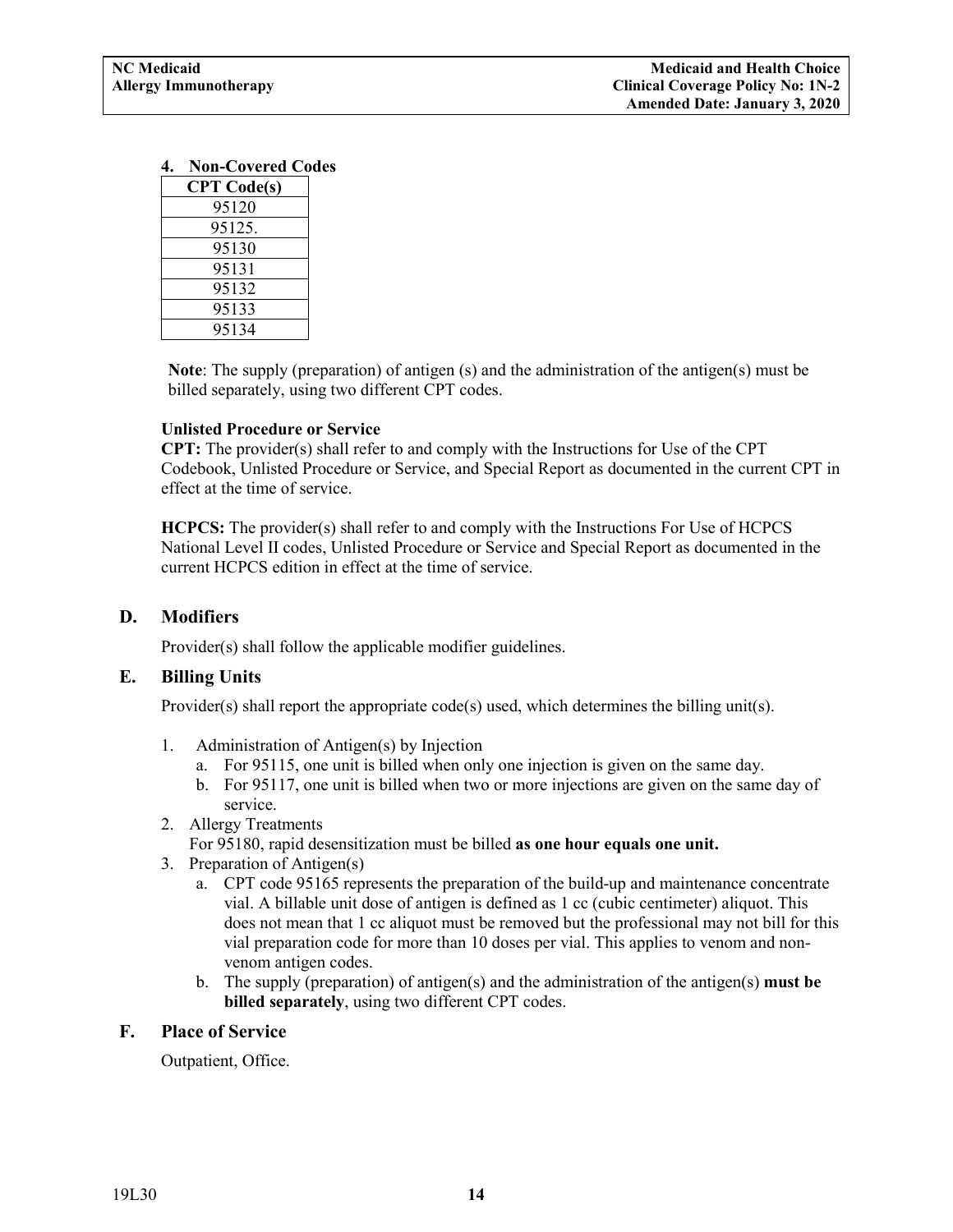#### 4. Non-Covered Codes

| CPT Code(s) |
|---|
| 95120 |
| 95125. |
| 95130 |
| 95131 |
| 95132 |
| 95133 |
| 95134 |

**Note**: The supply (preparation) of antigen (s) and the administration of the antigen(s) must be billed separately, using two different CPT codes.

**Unlisted Procedure or Service**

**CPT:** The provider(s) shall refer to and comply with the Instructions for Use of the CPT Codebook, Unlisted Procedure or Service, and Special Report as documented in the current CPT in effect at the time of service.

**HCPCS:** The provider(s) shall refer to and comply with the Instructions For Use of HCPCS National Level II codes, Unlisted Procedure or Service and Special Report as documented in the current HCPCS edition in effect at the time of service.

### D. Modifiers

Provider(s) shall follow the applicable modifier guidelines.

### E. Billing Units

Provider(s) shall report the appropriate code(s) used, which determines the billing unit(s).

1. Administration of Antigen(s) by Injection
   a. For 95115, one unit is billed when only one injection is given on the same day.
   b. For 95117, one unit is billed when two or more injections are given on the same day of service.
2. Allergy Treatments
   For 95180, rapid desensitization must be billed **as one hour equals one unit.**
3. Preparation of Antigen(s)
   a. CPT code 95165 represents the preparation of the build-up and maintenance concentrate vial. A billable unit dose of antigen is defined as 1 cc (cubic centimeter) aliquot. This does not mean that 1 cc aliquot must be removed but the professional may not bill for this vial preparation code for more than 10 doses per vial. This applies to venom and non-venom antigen codes.
   b. The supply (preparation) of antigen(s) and the administration of the antigen(s) **must be billed separately**, using two different CPT codes.

### F. Place of Service

Outpatient, Office.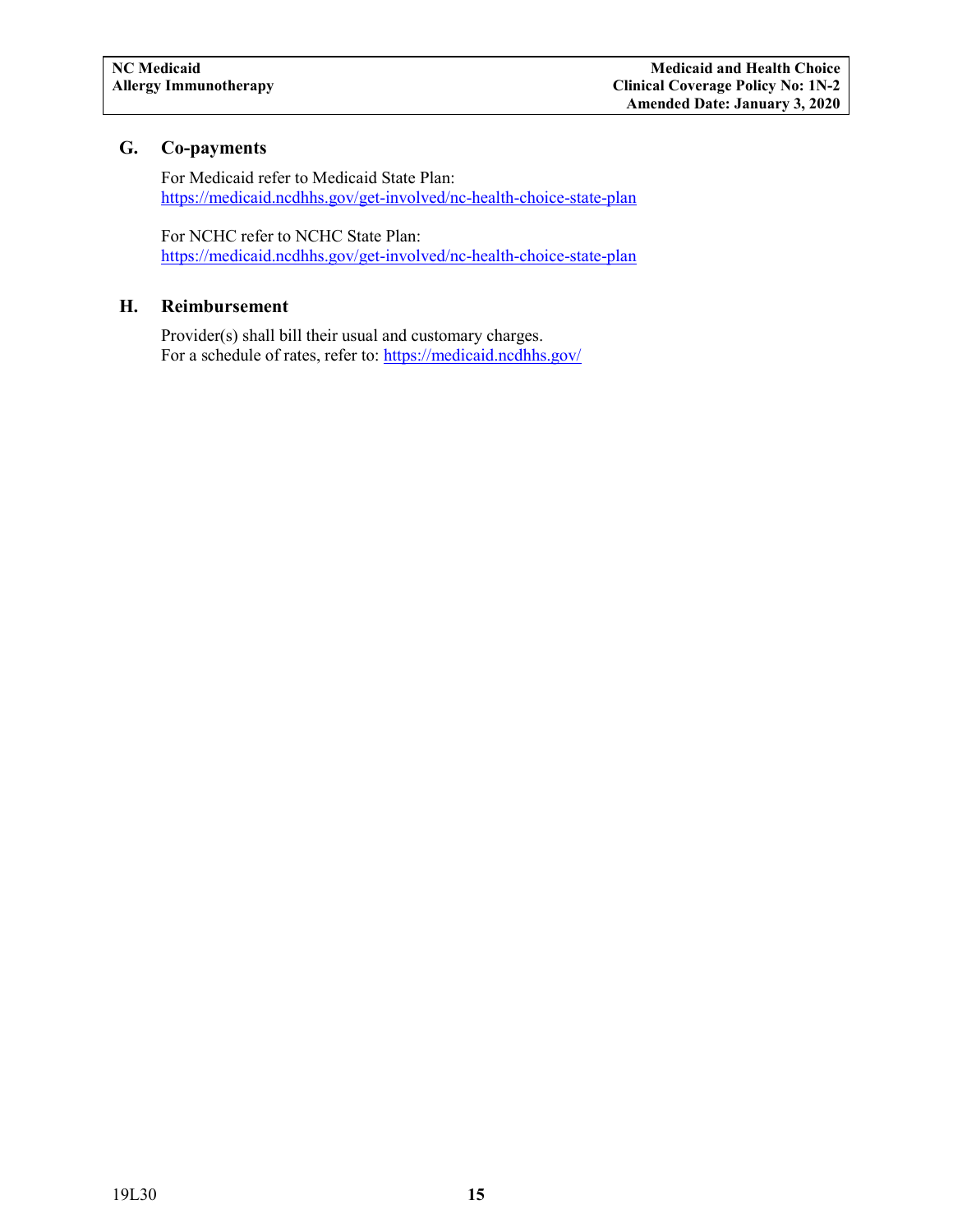## G. Co-payments

For Medicaid refer to Medicaid State Plan:
https://medicaid.ncdhhs.gov/get-involved/nc-health-choice-state-plan

For NCHC refer to NCHC State Plan:
https://medicaid.ncdhhs.gov/get-involved/nc-health-choice-state-plan

## H. Reimbursement

Provider(s) shall bill their usual and customary charges.
For a schedule of rates, refer to: https://medicaid.ncdhhs.gov/